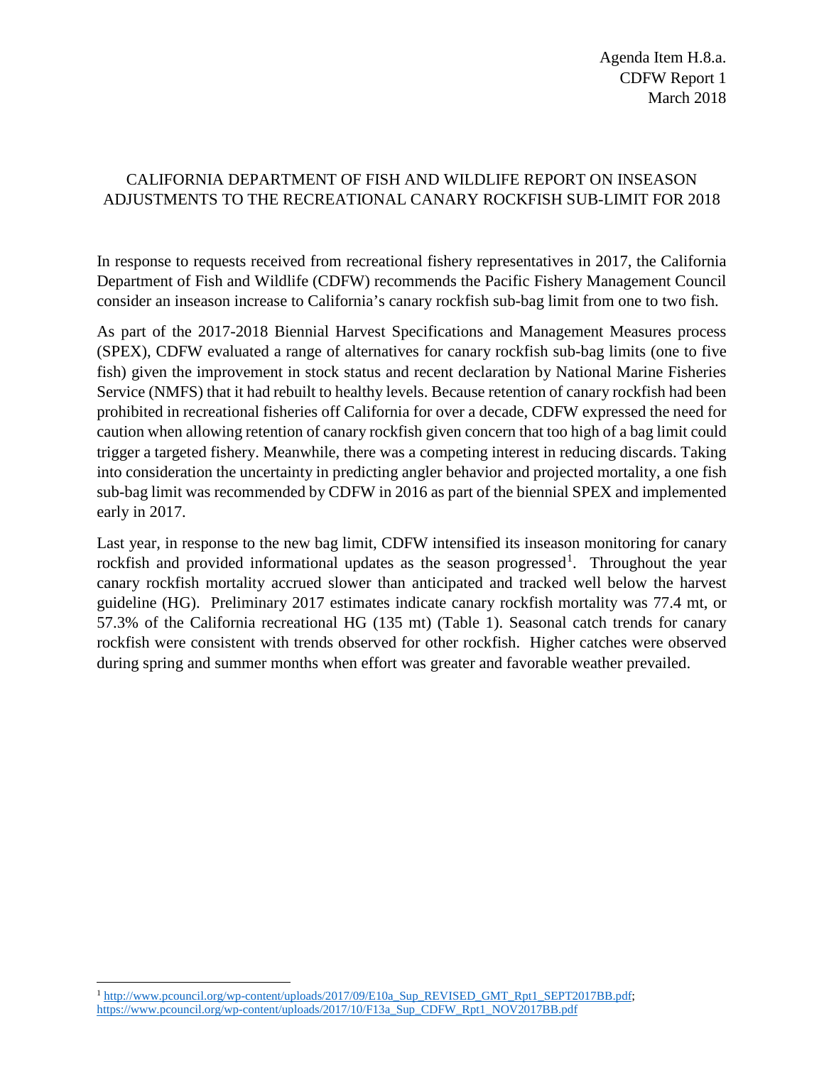Agenda Item H.8.a.
CDFW Report 1
March 2018

# CALIFORNIA DEPARTMENT OF FISH AND WILDLIFE REPORT ON INSEASON ADJUSTMENTS TO THE RECREATIONAL CANARY ROCKFISH SUB-LIMIT FOR 2018

In response to requests received from recreational fishery representatives in 2017, the California Department of Fish and Wildlife (CDFW) recommends the Pacific Fishery Management Council consider an inseason increase to California's canary rockfish sub-bag limit from one to two fish.

As part of the 2017-2018 Biennial Harvest Specifications and Management Measures process (SPEX), CDFW evaluated a range of alternatives for canary rockfish sub-bag limits (one to five fish) given the improvement in stock status and recent declaration by National Marine Fisheries Service (NMFS) that it had rebuilt to healthy levels. Because retention of canary rockfish had been prohibited in recreational fisheries off California for over a decade, CDFW expressed the need for caution when allowing retention of canary rockfish given concern that too high of a bag limit could trigger a targeted fishery. Meanwhile, there was a competing interest in reducing discards. Taking into consideration the uncertainty in predicting angler behavior and projected mortality, a one fish sub-bag limit was recommended by CDFW in 2016 as part of the biennial SPEX and implemented early in 2017.

Last year, in response to the new bag limit, CDFW intensified its inseason monitoring for canary rockfish and provided informational updates as the season progressed[1]. Throughout the year canary rockfish mortality accrued slower than anticipated and tracked well below the harvest guideline (HG). Preliminary 2017 estimates indicate canary rockfish mortality was 77.4 mt, or 57.3% of the California recreational HG (135 mt) (Table 1). Seasonal catch trends for canary rockfish were consistent with trends observed for other rockfish. Higher catches were observed during spring and summer months when effort was greater and favorable weather prevailed.

[1] http://www.pcouncil.org/wp-content/uploads/2017/09/E10a_Sup_REVISED_GMT_Rpt1_SEPT2017BB.pdf; https://www.pcouncil.org/wp-content/uploads/2017/10/F13a_Sup_CDFW_Rpt1_NOV2017BB.pdf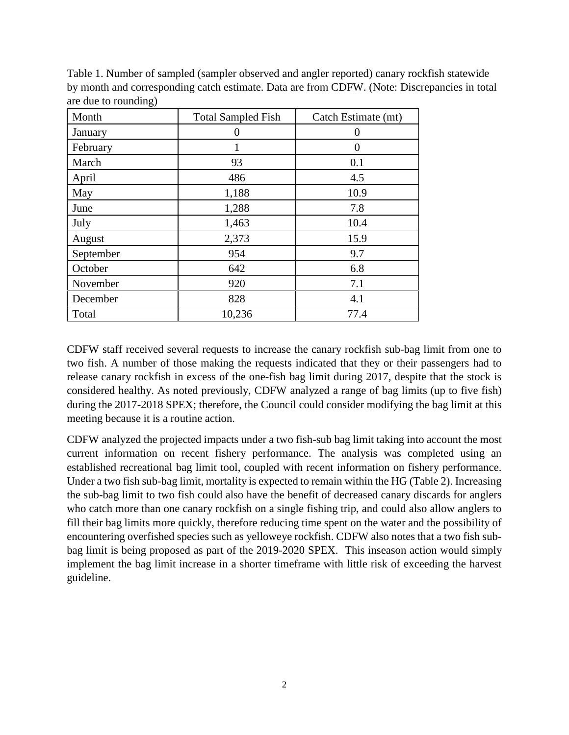Table 1. Number of sampled (sampler observed and angler reported) canary rockfish statewide by month and corresponding catch estimate. Data are from CDFW. (Note: Discrepancies in total are due to rounding)

| Month | Total Sampled Fish | Catch Estimate (mt) |
|---|---|---|
| January | 0 | 0 |
| February | 1 | 0 |
| March | 93 | 0.1 |
| April | 486 | 4.5 |
| May | 1,188 | 10.9 |
| June | 1,288 | 7.8 |
| July | 1,463 | 10.4 |
| August | 2,373 | 15.9 |
| September | 954 | 9.7 |
| October | 642 | 6.8 |
| November | 920 | 7.1 |
| December | 828 | 4.1 |
| Total | 10,236 | 77.4 |

CDFW staff received several requests to increase the canary rockfish sub-bag limit from one to two fish. A number of those making the requests indicated that they or their passengers had to release canary rockfish in excess of the one-fish bag limit during 2017, despite that the stock is considered healthy. As noted previously, CDFW analyzed a range of bag limits (up to five fish) during the 2017-2018 SPEX; therefore, the Council could consider modifying the bag limit at this meeting because it is a routine action.

CDFW analyzed the projected impacts under a two fish-sub bag limit taking into account the most current information on recent fishery performance. The analysis was completed using an established recreational bag limit tool, coupled with recent information on fishery performance. Under a two fish sub-bag limit, mortality is expected to remain within the HG (Table 2). Increasing the sub-bag limit to two fish could also have the benefit of decreased canary discards for anglers who catch more than one canary rockfish on a single fishing trip, and could also allow anglers to fill their bag limits more quickly, therefore reducing time spent on the water and the possibility of encountering overfished species such as yelloweye rockfish. CDFW also notes that a two fish sub-bag limit is being proposed as part of the 2019-2020 SPEX. This inseason action would simply implement the bag limit increase in a shorter timeframe with little risk of exceeding the harvest guideline.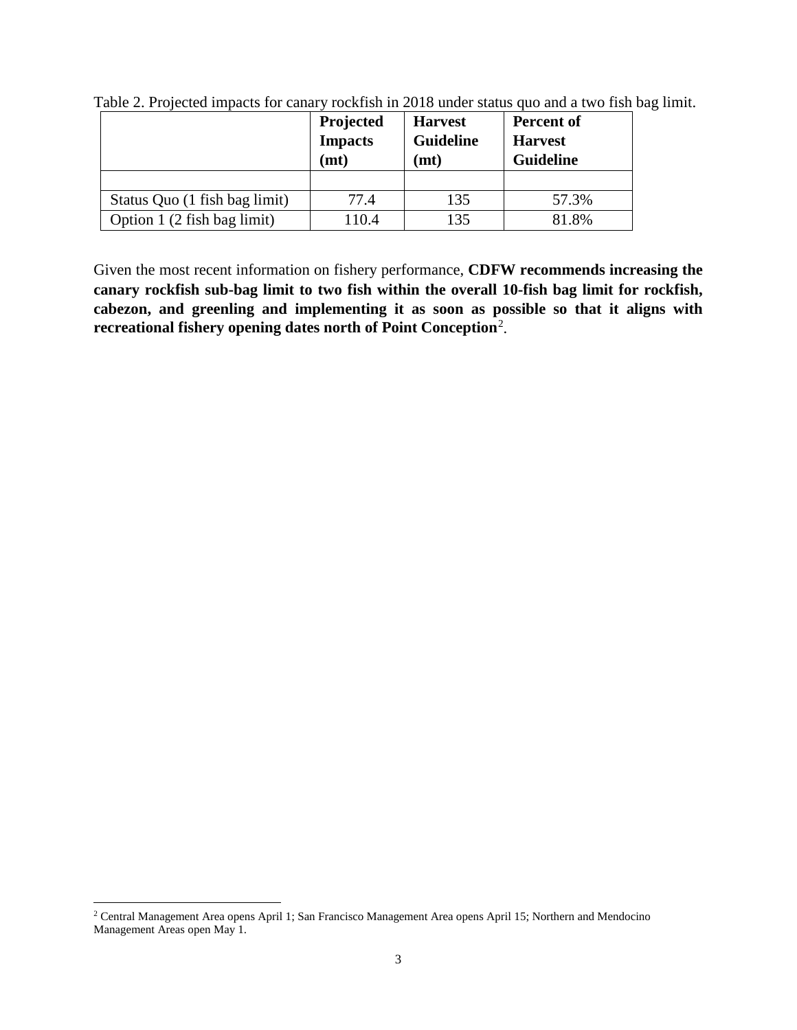Table 2. Projected impacts for canary rockfish in 2018 under status quo and a two fish bag limit.

| | **Projected Impacts (mt)** | **Harvest Guideline (mt)** | **Percent of Harvest Guideline** |
|---|---|---|---|
| | | | |
| Status Quo (1 fish bag limit) | 77.4 | 135 | 57.3% |
| Option 1 (2 fish bag limit) | 110.4 | 135 | 81.8% |

Given the most recent information on fishery performance, **CDFW recommends increasing the canary rockfish sub-bag limit to two fish within the overall 10-fish bag limit for rockfish, cabezon, and greenling and implementing it as soon as possible so that it aligns with recreational fishery opening dates north of Point Conception**[2].

[2] Central Management Area opens April 1; San Francisco Management Area opens April 15; Northern and Mendocino Management Areas open May 1.